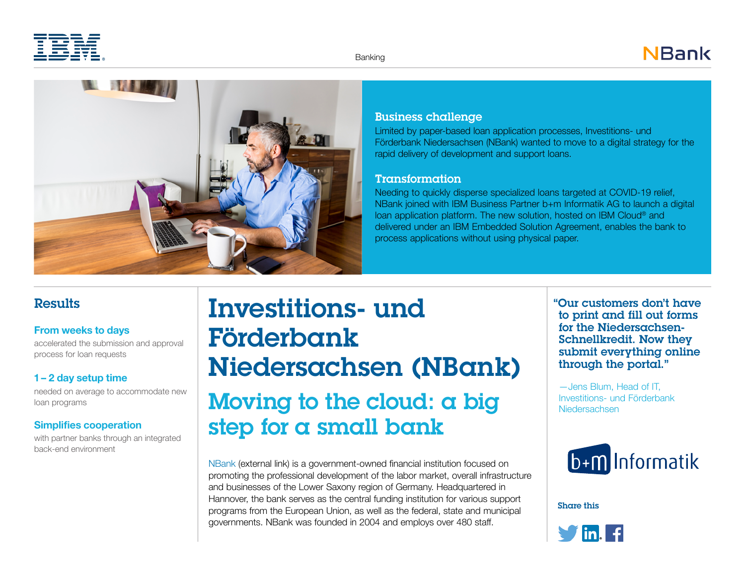Banking

## Business challenge

Limited by paper-based loan application processes, Investitions- und Förderbank Niedersachsen (NBank) wanted to move to a digital strategy for the rapid delivery of development and support loans.

## Transformation

Needing to quickly disperse specialized loans targeted at COVID-19 relief, NBank joined with IBM Business Partner b+m Informatik AG to launch a digital loan application platform. The new solution, hosted on IBM Cloud® and delivered under an IBM Embedded Solution Agreement, enables the bank to process applications without using physical paper.

# Investitions- und Förderbank Niedersachsen (NBank)

## Moving to the cloud: a big step for a small bank

NBank (external link) is a government-owned financial institution focused on promoting the professional development of the labor market, overall infrastructure and businesses of the Lower Saxony region of Germany. Headquartered in Hannover, the bank serves as the central funding institution for various support programs from the European Union, as well as the federal, state and municipal governments. NBank was founded in 2004 and employs over 480 staff.

## Results

### From weeks to days

accelerated the submission and approval process for loan requests

### 1 – 2 day setup time

needed on average to accommodate new loan programs

### Simplifies cooperation

with partner banks through an integrated back-end environment

> **"Our customers don't have to print and fill out forms for the Niedersachsen-Schnellkredit. Now they submit everything online through the portal."**
>
> —Jens Blum, Head of IT, Investitions- und Förderbank Niedersachsen

b+m Informatik

**Share this**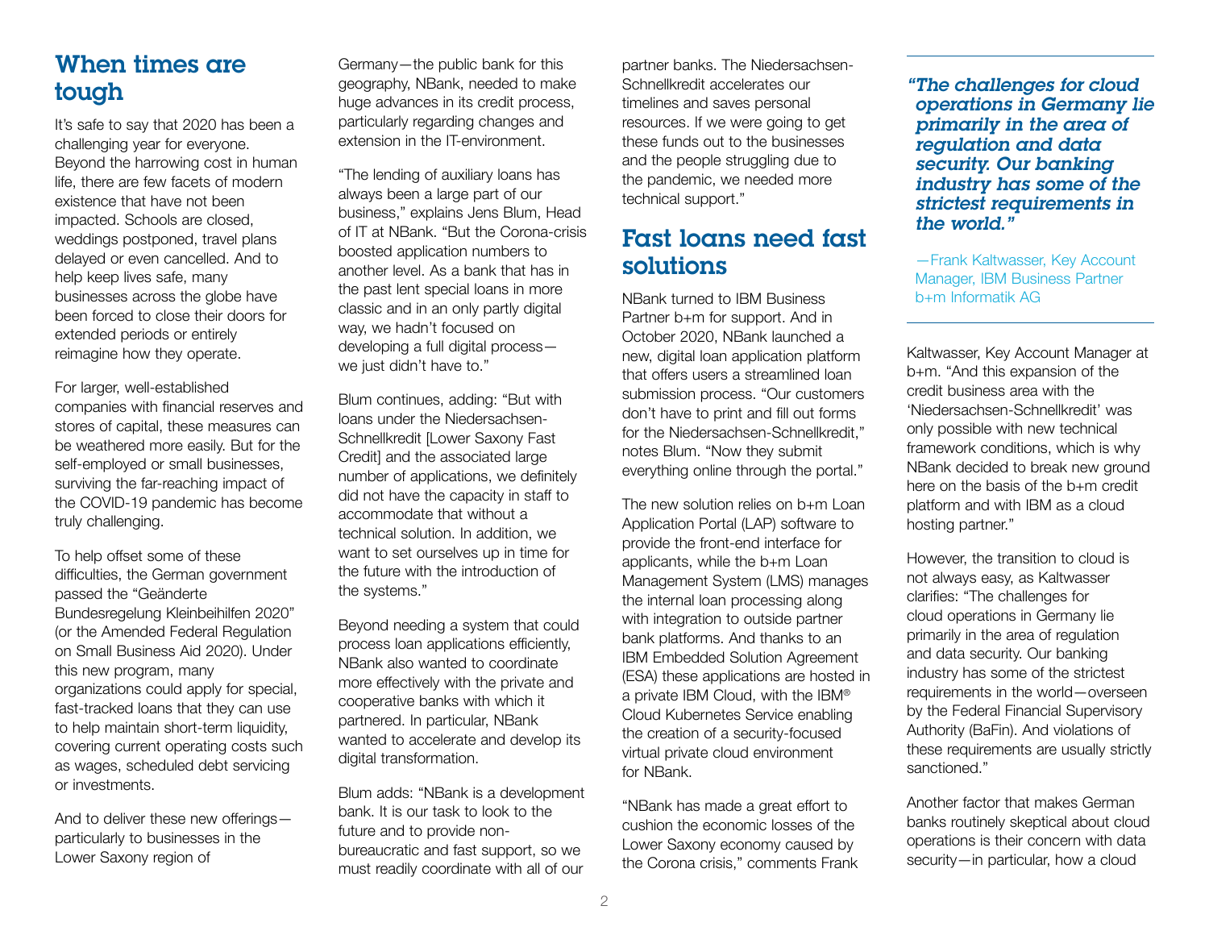## When times are tough

It's safe to say that 2020 has been a challenging year for everyone. Beyond the harrowing cost in human life, there are few facets of modern existence that have not been impacted. Schools are closed, weddings postponed, travel plans delayed or even cancelled. And to help keep lives safe, many businesses across the globe have been forced to close their doors for extended periods or entirely reimagine how they operate.

For larger, well-established companies with financial reserves and stores of capital, these measures can be weathered more easily. But for the self-employed or small businesses, surviving the far-reaching impact of the COVID-19 pandemic has become truly challenging.

To help offset some of these difficulties, the German government passed the "Geänderte Bundesregelung Kleinbeihilfen 2020" (or the Amended Federal Regulation on Small Business Aid 2020). Under this new program, many organizations could apply for special, fast-tracked loans that they can use to help maintain short-term liquidity, covering current operating costs such as wages, scheduled debt servicing or investments.

And to deliver these new offerings—particularly to businesses in the Lower Saxony region of Germany—the public bank for this geography, NBank, needed to make huge advances in its credit process, particularly regarding changes and extension in the IT-environment.

"The lending of auxiliary loans has always been a large part of our business," explains Jens Blum, Head of IT at NBank. "But the Corona-crisis boosted application numbers to another level. As a bank that has in the past lent special loans in more classic and in an only partly digital way, we hadn't focused on developing a full digital process—we just didn't have to."

Blum continues, adding: "But with loans under the Niedersachsen-Schnellkredit [Lower Saxony Fast Credit] and the associated large number of applications, we definitely did not have the capacity in staff to accommodate that without a technical solution. In addition, we want to set ourselves up in time for the future with the introduction of the systems."

Beyond needing a system that could process loan applications efficiently, NBank also wanted to coordinate more effectively with the private and cooperative banks with which it partnered. In particular, NBank wanted to accelerate and develop its digital transformation.

Blum adds: "NBank is a development bank. It is our task to look to the future and to provide non-bureaucratic and fast support, so we must readily coordinate with all of our partner banks. The Niedersachsen-Schnellkredit accelerates our timelines and saves personal resources. If we were going to get these funds out to the businesses and the people struggling due to the pandemic, we needed more technical support."

## Fast loans need fast solutions

NBank turned to IBM Business Partner b+m for support. And in October 2020, NBank launched a new, digital loan application platform that offers users a streamlined loan submission process. "Our customers don't have to print and fill out forms for the Niedersachsen-Schnellkredit," notes Blum. "Now they submit everything online through the portal."

The new solution relies on b+m Loan Application Portal (LAP) software to provide the front-end interface for applicants, while the b+m Loan Management System (LMS) manages the internal loan processing along with integration to outside partner bank platforms. And thanks to an IBM Embedded Solution Agreement (ESA) these applications are hosted in a private IBM Cloud, with the IBM® Cloud Kubernetes Service enabling the creation of a security-focused virtual private cloud environment for NBank.

"NBank has made a great effort to cushion the economic losses of the Lower Saxony economy caused by the Corona crisis," comments Frank Kaltwasser, Key Account Manager at b+m. "And this expansion of the credit business area with the 'Niedersachsen-Schnellkredit' was only possible with new technical framework conditions, which is why NBank decided to break new ground here on the basis of the b+m credit platform and with IBM as a cloud hosting partner."

> *"The challenges for cloud operations in Germany lie primarily in the area of regulation and data security. Our banking industry has some of the strictest requirements in the world."*
>
> —Frank Kaltwasser, Key Account Manager, IBM Business Partner b+m Informatik AG

However, the transition to cloud is not always easy, as Kaltwasser clarifies: "The challenges for cloud operations in Germany lie primarily in the area of regulation and data security. Our banking industry has some of the strictest requirements in the world—overseen by the Federal Financial Supervisory Authority (BaFin). And violations of these requirements are usually strictly sanctioned."

Another factor that makes German banks routinely skeptical about cloud operations is their concern with data security—in particular, how a cloud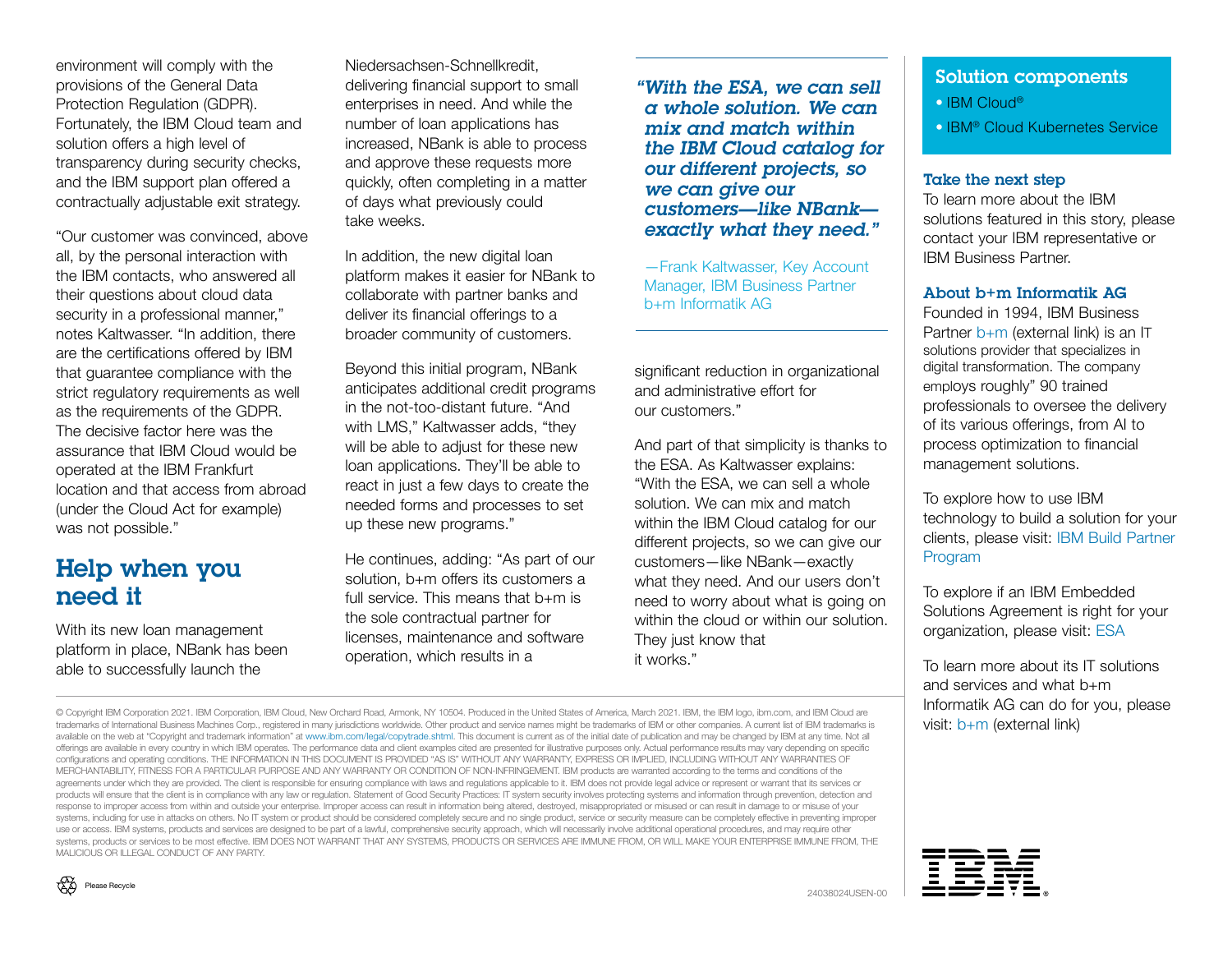environment will comply with the provisions of the General Data Protection Regulation (GDPR). Fortunately, the IBM Cloud team and solution offers a high level of transparency during security checks, and the IBM support plan offered a contractually adjustable exit strategy.

"Our customer was convinced, above all, by the personal interaction with the IBM contacts, who answered all their questions about cloud data security in a professional manner," notes Kaltwasser. "In addition, there are the certifications offered by IBM that guarantee compliance with the strict regulatory requirements as well as the requirements of the GDPR. The decisive factor here was the assurance that IBM Cloud would be operated at the IBM Frankfurt location and that access from abroad (under the Cloud Act for example) was not possible."

## Help when you need it

With its new loan management platform in place, NBank has been able to successfully launch the Niedersachsen-Schnellkredit, delivering financial support to small enterprises in need. And while the number of loan applications has increased, NBank is able to process and approve these requests more quickly, often completing in a matter of days what previously could take weeks.

In addition, the new digital loan platform makes it easier for NBank to collaborate with partner banks and deliver its financial offerings to a broader community of customers.

Beyond this initial program, NBank anticipates additional credit programs in the not-too-distant future. "And with LMS," Kaltwasser adds, "they will be able to adjust for these new loan applications. They'll be able to react in just a few days to create the needed forms and processes to set up these new programs."

He continues, adding: "As part of our solution, b+m offers its customers a full service. This means that b+m is the sole contractual partner for licenses, maintenance and software operation, which results in a significant reduction in organizational and administrative effort for our customers."

> ***"With the ESA, we can sell a whole solution. We can mix and match within the IBM Cloud catalog for our different projects, so we can give our customers—like NBank—exactly what they need."***
>
> —Frank Kaltwasser, Key Account Manager, IBM Business Partner b+m Informatik AG

And part of that simplicity is thanks to the ESA. As Kaltwasser explains: "With the ESA, we can sell a whole solution. We can mix and match within the IBM Cloud catalog for our different projects, so we can give our customers—like NBank—exactly what they need. And our users don't need to worry about what is going on within the cloud or within our solution. They just know that it works."

## Solution components

- IBM Cloud®
- IBM® Cloud Kubernetes Service

### Take the next step

To learn more about the IBM solutions featured in this story, please contact your IBM representative or IBM Business Partner.

### About b+m Informatik AG

Founded in 1994, IBM Business Partner b+m (external link) is an IT solutions provider that specializes in digital transformation. The company employs roughly" 90 trained professionals to oversee the delivery of its various offerings, from AI to process optimization to financial management solutions.

To explore how to use IBM technology to build a solution for your clients, please visit: IBM Build Partner Program

To explore if an IBM Embedded Solutions Agreement is right for your organization, please visit: ESA

To learn more about its IT solutions and services and what b+m Informatik AG can do for you, please visit: b+m (external link)

© Copyright IBM Corporation 2021. IBM Corporation, IBM Cloud, New Orchard Road, Armonk, NY 10504. Produced in the United States of America, March 2021. IBM, the IBM logo, ibm.com, and IBM Cloud are trademarks of International Business Machines Corp., registered in many jurisdictions worldwide. Other product and service names might be trademarks of IBM or other companies. A current list of IBM trademarks is available on the web at "Copyright and trademark information" at www.ibm.com/legal/copytrade.shtml. This document is current as of the initial date of publication and may be changed by IBM at any time. Not all offerings are available in every country in which IBM operates. The performance data and client examples cited are presented for illustrative purposes only. Actual performance results may vary depending on specific configurations and operating conditions. THE INFORMATION IN THIS DOCUMENT IS PROVIDED "AS IS" WITHOUT ANY WARRANTY, EXPRESS OR IMPLIED, INCLUDING WITHOUT ANY WARRANTIES OF MERCHANTABILITY, FITNESS FOR A PARTICULAR PURPOSE AND ANY WARRANTY OR CONDITION OF NON-INFRINGEMENT. IBM products are warranted according to the terms and conditions of the agreements under which they are provided. The client is responsible for ensuring compliance with laws and regulations applicable to it. IBM does not provide legal advice or represent or warrant that its services or products will ensure that the client is in compliance with any law or regulation. Statement of Good Security Practices: IT system security involves protecting systems and information through prevention, detection and response to improper access from within and outside your enterprise. Improper access can result in information being altered, destroyed, misappropriated or misused or can result in damage to or misuse of your systems, including for use in attacks on others. No IT system or product should be considered completely secure and no single product, service or security measure can be completely effective in preventing improper use or access. IBM systems, products and services are designed to be part of a lawful, comprehensive security approach, which will necessarily involve additional operational procedures, and may require other systems, products or services to be most effective. IBM DOES NOT WARRANT THAT ANY SYSTEMS, PRODUCTS OR SERVICES ARE IMMUNE FROM, OR WILL MAKE YOUR ENTERPRISE IMMUNE FROM, THE MALICIOUS OR ILLEGAL CONDUCT OF ANY PARTY.

Please Recycle

24038024USEN-00